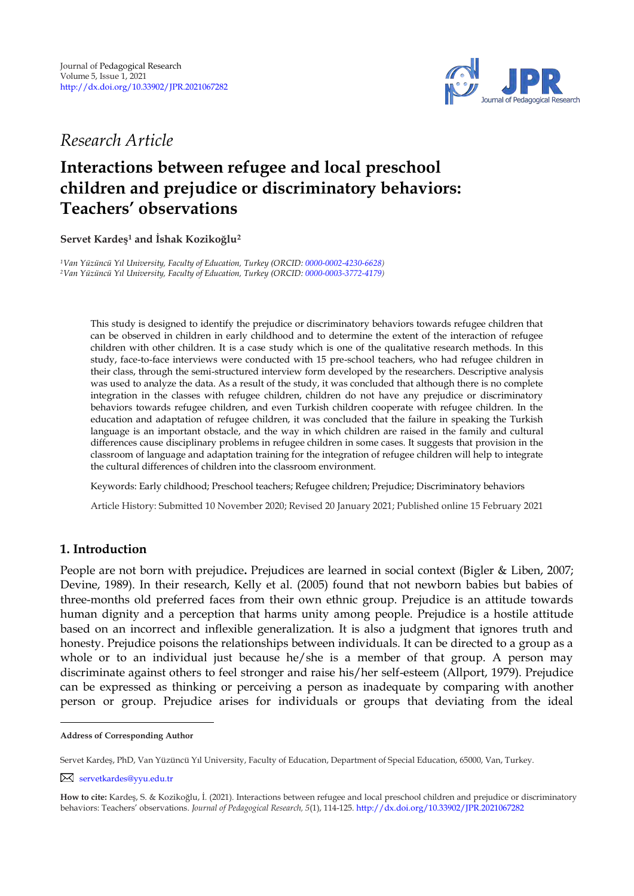Journal of Pedagogical Research
Volume 5, Issue 1, 2021
http://dx.doi.org/10.33902/JPR.2021067282

*Research Article*

# Interactions between refugee and local preschool children and prejudice or discriminatory behaviors: Teachers' observations

**Servet Kardeş[1] and İshak Kozikoğlu[2]**

*[1]Van Yüzüncü Yıl University, Faculty of Education, Turkey (ORCID: 0000-0002-4230-6628)*
*[2]Van Yüzüncü Yıl University, Faculty of Education, Turkey (ORCID: 0000-0003-3772-4179)*

This study is designed to identify the prejudice or discriminatory behaviors towards refugee children that can be observed in children in early childhood and to determine the extent of the interaction of refugee children with other children. It is a case study which is one of the qualitative research methods. In this study, face-to-face interviews were conducted with 15 pre-school teachers, who had refugee children in their class, through the semi-structured interview form developed by the researchers. Descriptive analysis was used to analyze the data. As a result of the study, it was concluded that although there is no complete integration in the classes with refugee children, children do not have any prejudice or discriminatory behaviors towards refugee children, and even Turkish children cooperate with refugee children. In the education and adaptation of refugee children, it was concluded that the failure in speaking the Turkish language is an important obstacle, and the way in which children are raised in the family and cultural differences cause disciplinary problems in refugee children in some cases. It suggests that provision in the classroom of language and adaptation training for the integration of refugee children will help to integrate the cultural differences of children into the classroom environment.

Keywords: Early childhood; Preschool teachers; Refugee children; Prejudice; Discriminatory behaviors

Article History: Submitted 10 November 2020; Revised 20 January 2021; Published online 15 February 2021

## 1. Introduction

People are not born with prejudice**.** Prejudices are learned in social context (Bigler & Liben, 2007; Devine, 1989). In their research, Kelly et al. (2005) found that not newborn babies but babies of three-months old preferred faces from their own ethnic group. Prejudice is an attitude towards human dignity and a perception that harms unity among people. Prejudice is a hostile attitude based on an incorrect and inflexible generalization. It is also a judgment that ignores truth and honesty. Prejudice poisons the relationships between individuals. It can be directed to a group as a whole or to an individual just because he/she is a member of that group. A person may discriminate against others to feel stronger and raise his/her self-esteem (Allport, 1979). Prejudice can be expressed as thinking or perceiving a person as inadequate by comparing with another person or group. Prejudice arises for individuals or groups that deviating from the ideal

---

**Address of Corresponding Author**

Servet Kardeş, PhD, Van Yüzüncü Yıl University, Faculty of Education, Department of Special Education, 65000, Van, Turkey.

servetkardes@yyu.edu.tr

**How to cite:** Kardeş, S. & Kozikoğlu, İ. (2021). Interactions between refugee and local preschool children and prejudice or discriminatory behaviors: Teachers' observations. *Journal of Pedagogical Research, 5*(1), 114-125. http://dx.doi.org/10.33902/JPR.2021067282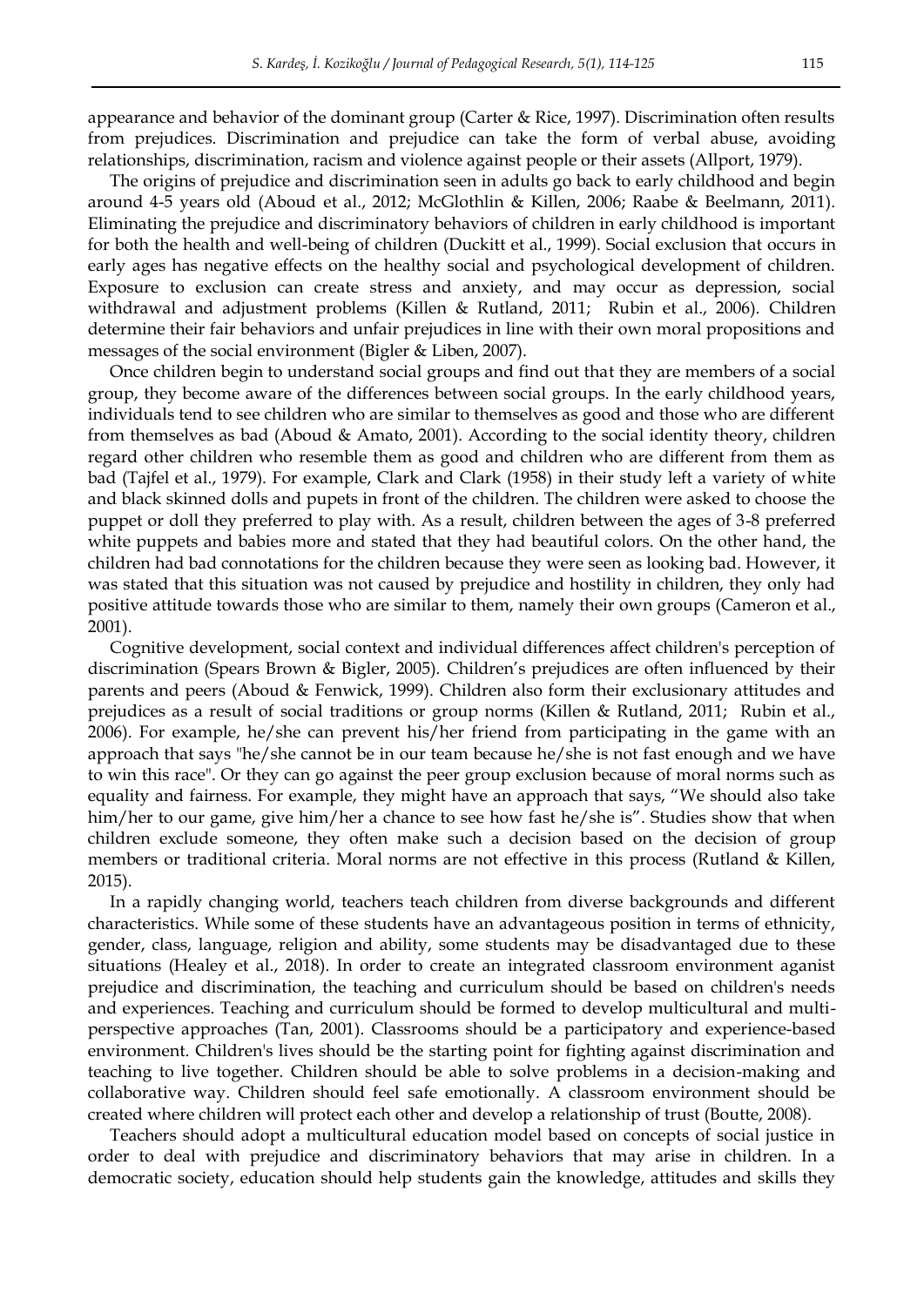appearance and behavior of the dominant group (Carter & Rice, 1997). Discrimination often results from prejudices. Discrimination and prejudice can take the form of verbal abuse, avoiding relationships, discrimination, racism and violence against people or their assets (Allport, 1979).

The origins of prejudice and discrimination seen in adults go back to early childhood and begin around 4-5 years old (Aboud et al., 2012; McGlothlin & Killen, 2006; Raabe & Beelmann, 2011). Eliminating the prejudice and discriminatory behaviors of children in early childhood is important for both the health and well-being of children (Duckitt et al., 1999). Social exclusion that occurs in early ages has negative effects on the healthy social and psychological development of children. Exposure to exclusion can create stress and anxiety, and may occur as depression, social withdrawal and adjustment problems (Killen & Rutland, 2011; Rubin et al., 2006). Children determine their fair behaviors and unfair prejudices in line with their own moral propositions and messages of the social environment (Bigler & Liben, 2007).

Once children begin to understand social groups and find out that they are members of a social group, they become aware of the differences between social groups. In the early childhood years, individuals tend to see children who are similar to themselves as good and those who are different from themselves as bad (Aboud & Amato, 2001). According to the social identity theory, children regard other children who resemble them as good and children who are different from them as bad (Tajfel et al., 1979). For example, Clark and Clark (1958) in their study left a variety of white and black skinned dolls and pupets in front of the children. The children were asked to choose the puppet or doll they preferred to play with. As a result, children between the ages of 3-8 preferred white puppets and babies more and stated that they had beautiful colors. On the other hand, the children had bad connotations for the children because they were seen as looking bad. However, it was stated that this situation was not caused by prejudice and hostility in children, they only had positive attitude towards those who are similar to them, namely their own groups (Cameron et al., 2001).

Cognitive development, social context and individual differences affect children's perception of discrimination (Spears Brown & Bigler, 2005). Children's prejudices are often influenced by their parents and peers (Aboud & Fenwick, 1999). Children also form their exclusionary attitudes and prejudices as a result of social traditions or group norms (Killen & Rutland, 2011; Rubin et al., 2006). For example, he/she can prevent his/her friend from participating in the game with an approach that says "he/she cannot be in our team because he/she is not fast enough and we have to win this race". Or they can go against the peer group exclusion because of moral norms such as equality and fairness. For example, they might have an approach that says, "We should also take him/her to our game, give him/her a chance to see how fast he/she is". Studies show that when children exclude someone, they often make such a decision based on the decision of group members or traditional criteria. Moral norms are not effective in this process (Rutland & Killen, 2015).

In a rapidly changing world, teachers teach children from diverse backgrounds and different characteristics. While some of these students have an advantageous position in terms of ethnicity, gender, class, language, religion and ability, some students may be disadvantaged due to these situations (Healey et al., 2018). In order to create an integrated classroom environment aganist prejudice and discrimination, the teaching and curriculum should be based on children's needs and experiences. Teaching and curriculum should be formed to develop multicultural and multi-perspective approaches (Tan, 2001). Classrooms should be a participatory and experience-based environment. Children's lives should be the starting point for fighting against discrimination and teaching to live together. Children should be able to solve problems in a decision-making and collaborative way. Children should feel safe emotionally. A classroom environment should be created where children will protect each other and develop a relationship of trust (Boutte, 2008).

Teachers should adopt a multicultural education model based on concepts of social justice in order to deal with prejudice and discriminatory behaviors that may arise in children. In a democratic society, education should help students gain the knowledge, attitudes and skills they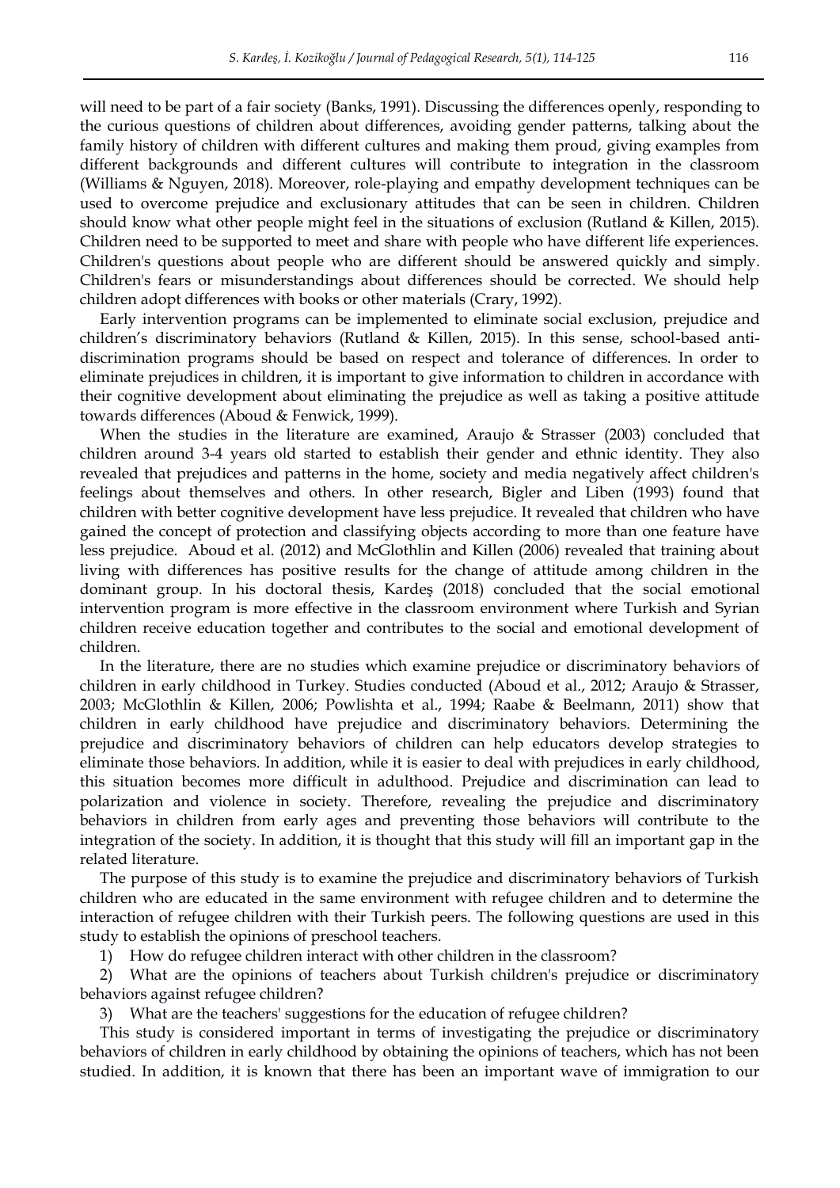will need to be part of a fair society (Banks, 1991). Discussing the differences openly, responding to the curious questions of children about differences, avoiding gender patterns, talking about the family history of children with different cultures and making them proud, giving examples from different backgrounds and different cultures will contribute to integration in the classroom (Williams & Nguyen, 2018). Moreover, role-playing and empathy development techniques can be used to overcome prejudice and exclusionary attitudes that can be seen in children. Children should know what other people might feel in the situations of exclusion (Rutland & Killen, 2015). Children need to be supported to meet and share with people who have different life experiences. Children's questions about people who are different should be answered quickly and simply. Children's fears or misunderstandings about differences should be corrected. We should help children adopt differences with books or other materials (Crary, 1992).

Early intervention programs can be implemented to eliminate social exclusion, prejudice and children's discriminatory behaviors (Rutland & Killen, 2015). In this sense, school-based anti-discrimination programs should be based on respect and tolerance of differences. In order to eliminate prejudices in children, it is important to give information to children in accordance with their cognitive development about eliminating the prejudice as well as taking a positive attitude towards differences (Aboud & Fenwick, 1999).

When the studies in the literature are examined, Araujo & Strasser (2003) concluded that children around 3-4 years old started to establish their gender and ethnic identity. They also revealed that prejudices and patterns in the home, society and media negatively affect children's feelings about themselves and others. In other research, Bigler and Liben (1993) found that children with better cognitive development have less prejudice. It revealed that children who have gained the concept of protection and classifying objects according to more than one feature have less prejudice. Aboud et al. (2012) and McGlothlin and Killen (2006) revealed that training about living with differences has positive results for the change of attitude among children in the dominant group. In his doctoral thesis, Kardeş (2018) concluded that the social emotional intervention program is more effective in the classroom environment where Turkish and Syrian children receive education together and contributes to the social and emotional development of children.

In the literature, there are no studies which examine prejudice or discriminatory behaviors of children in early childhood in Turkey. Studies conducted (Aboud et al., 2012; Araujo & Strasser, 2003; McGlothlin & Killen, 2006; Powlishta et al., 1994; Raabe & Beelmann, 2011) show that children in early childhood have prejudice and discriminatory behaviors. Determining the prejudice and discriminatory behaviors of children can help educators develop strategies to eliminate those behaviors. In addition, while it is easier to deal with prejudices in early childhood, this situation becomes more difficult in adulthood. Prejudice and discrimination can lead to polarization and violence in society. Therefore, revealing the prejudice and discriminatory behaviors in children from early ages and preventing those behaviors will contribute to the integration of the society. In addition, it is thought that this study will fill an important gap in the related literature.

The purpose of this study is to examine the prejudice and discriminatory behaviors of Turkish children who are educated in the same environment with refugee children and to determine the interaction of refugee children with their Turkish peers. The following questions are used in this study to establish the opinions of preschool teachers.

1) How do refugee children interact with other children in the classroom?

2) What are the opinions of teachers about Turkish children's prejudice or discriminatory behaviors against refugee children?

3) What are the teachers' suggestions for the education of refugee children?

This study is considered important in terms of investigating the prejudice or discriminatory behaviors of children in early childhood by obtaining the opinions of teachers, which has not been studied. In addition, it is known that there has been an important wave of immigration to our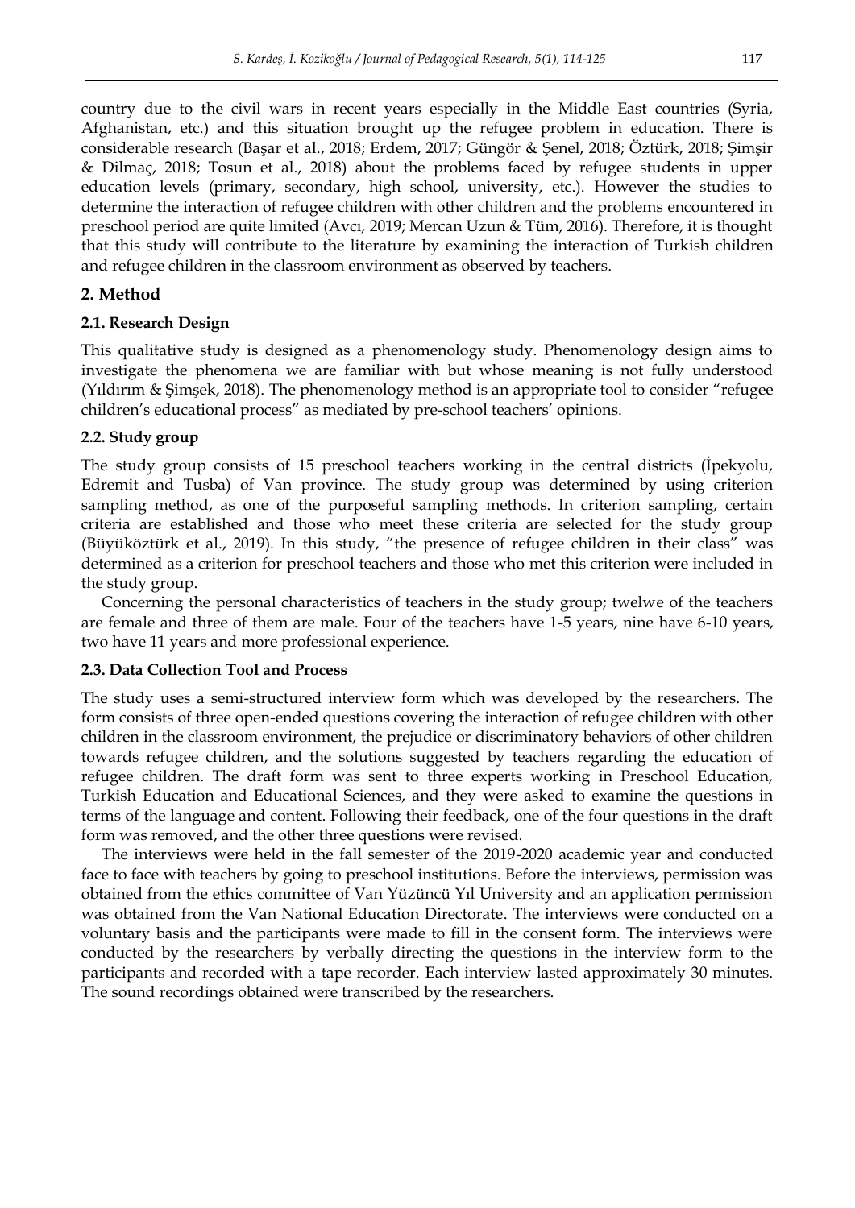country due to the civil wars in recent years especially in the Middle East countries (Syria, Afghanistan, etc.) and this situation brought up the refugee problem in education. There is considerable research (Başar et al., 2018; Erdem, 2017; Güngör & Şenel, 2018; Öztürk, 2018; Şimşir & Dilmaç, 2018; Tosun et al., 2018) about the problems faced by refugee students in upper education levels (primary, secondary, high school, university, etc.). However the studies to determine the interaction of refugee children with other children and the problems encountered in preschool period are quite limited (Avcı, 2019; Mercan Uzun & Tüm, 2016). Therefore, it is thought that this study will contribute to the literature by examining the interaction of Turkish children and refugee children in the classroom environment as observed by teachers.

## 2. Method

### 2.1. Research Design

This qualitative study is designed as a phenomenology study. Phenomenology design aims to investigate the phenomena we are familiar with but whose meaning is not fully understood (Yıldırım & Şimşek, 2018). The phenomenology method is an appropriate tool to consider "refugee children's educational process" as mediated by pre-school teachers' opinions.

### 2.2. Study group

The study group consists of 15 preschool teachers working in the central districts (İpekyolu, Edremit and Tusba) of Van province. The study group was determined by using criterion sampling method, as one of the purposeful sampling methods. In criterion sampling, certain criteria are established and those who meet these criteria are selected for the study group (Büyüköztürk et al., 2019). In this study, "the presence of refugee children in their class" was determined as a criterion for preschool teachers and those who met this criterion were included in the study group.

Concerning the personal characteristics of teachers in the study group; twelwe of the teachers are female and three of them are male. Four of the teachers have 1-5 years, nine have 6-10 years, two have 11 years and more professional experience.

### 2.3. Data Collection Tool and Process

The study uses a semi-structured interview form which was developed by the researchers. The form consists of three open-ended questions covering the interaction of refugee children with other children in the classroom environment, the prejudice or discriminatory behaviors of other children towards refugee children, and the solutions suggested by teachers regarding the education of refugee children. The draft form was sent to three experts working in Preschool Education, Turkish Education and Educational Sciences, and they were asked to examine the questions in terms of the language and content. Following their feedback, one of the four questions in the draft form was removed, and the other three questions were revised.

The interviews were held in the fall semester of the 2019-2020 academic year and conducted face to face with teachers by going to preschool institutions. Before the interviews, permission was obtained from the ethics committee of Van Yüzüncü Yıl University and an application permission was obtained from the Van National Education Directorate. The interviews were conducted on a voluntary basis and the participants were made to fill in the consent form. The interviews were conducted by the researchers by verbally directing the questions in the interview form to the participants and recorded with a tape recorder. Each interview lasted approximately 30 minutes. The sound recordings obtained were transcribed by the researchers.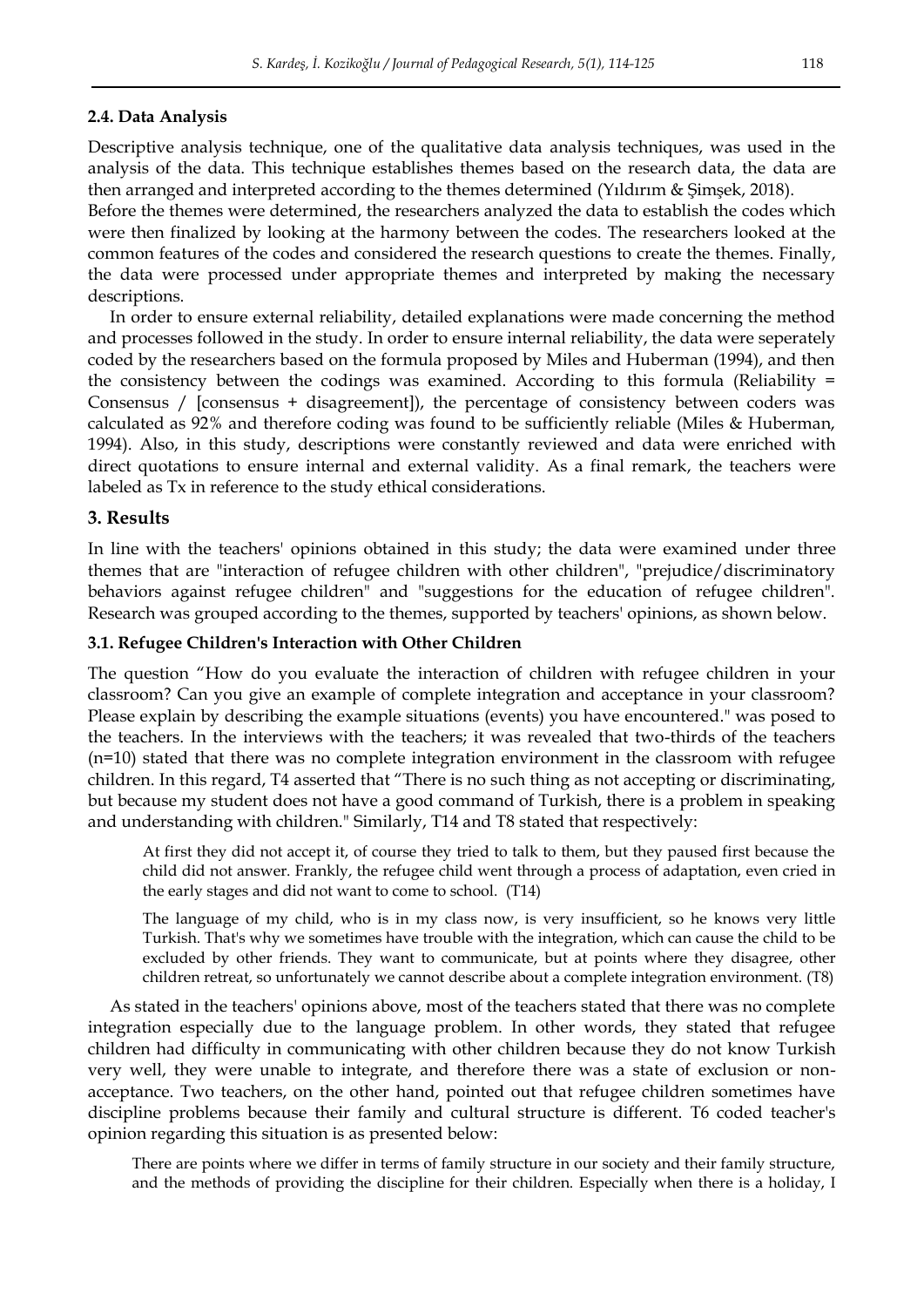### 2.4. Data Analysis

Descriptive analysis technique, one of the qualitative data analysis techniques, was used in the analysis of the data. This technique establishes themes based on the research data, the data are then arranged and interpreted according to the themes determined (Yıldırım & Şimşek, 2018).

Before the themes were determined, the researchers analyzed the data to establish the codes which were then finalized by looking at the harmony between the codes. The researchers looked at the common features of the codes and considered the research questions to create the themes. Finally, the data were processed under appropriate themes and interpreted by making the necessary descriptions.

In order to ensure external reliability, detailed explanations were made concerning the method and processes followed in the study. In order to ensure internal reliability, the data were seperately coded by the researchers based on the formula proposed by Miles and Huberman (1994), and then the consistency between the codings was examined. According to this formula (Reliability = Consensus / [consensus + disagreement]), the percentage of consistency between coders was calculated as 92% and therefore coding was found to be sufficiently reliable (Miles & Huberman, 1994). Also, in this study, descriptions were constantly reviewed and data were enriched with direct quotations to ensure internal and external validity. As a final remark, the teachers were labeled as Tx in reference to the study ethical considerations.

## 3. Results

In line with the teachers' opinions obtained in this study; the data were examined under three themes that are "interaction of refugee children with other children", "prejudice/discriminatory behaviors against refugee children" and "suggestions for the education of refugee children". Research was grouped according to the themes, supported by teachers' opinions, as shown below.

### 3.1. Refugee Children's Interaction with Other Children

The question "How do you evaluate the interaction of children with refugee children in your classroom? Can you give an example of complete integration and acceptance in your classroom? Please explain by describing the example situations (events) you have encountered." was posed to the teachers. In the interviews with the teachers; it was revealed that two-thirds of the teachers (n=10) stated that there was no complete integration environment in the classroom with refugee children. In this regard, T4 asserted that "There is no such thing as not accepting or discriminating, but because my student does not have a good command of Turkish, there is a problem in speaking and understanding with children." Similarly, T14 and T8 stated that respectively:

> At first they did not accept it, of course they tried to talk to them, but they paused first because the child did not answer. Frankly, the refugee child went through a process of adaptation, even cried in the early stages and did not want to come to school. (T14)

> The language of my child, who is in my class now, is very insufficient, so he knows very little Turkish. That's why we sometimes have trouble with the integration, which can cause the child to be excluded by other friends. They want to communicate, but at points where they disagree, other children retreat, so unfortunately we cannot describe about a complete integration environment. (T8)

As stated in the teachers' opinions above, most of the teachers stated that there was no complete integration especially due to the language problem. In other words, they stated that refugee children had difficulty in communicating with other children because they do not know Turkish very well, they were unable to integrate, and therefore there was a state of exclusion or non-acceptance. Two teachers, on the other hand, pointed out that refugee children sometimes have discipline problems because their family and cultural structure is different. T6 coded teacher's opinion regarding this situation is as presented below:

> There are points where we differ in terms of family structure in our society and their family structure, and the methods of providing the discipline for their children. Especially when there is a holiday, I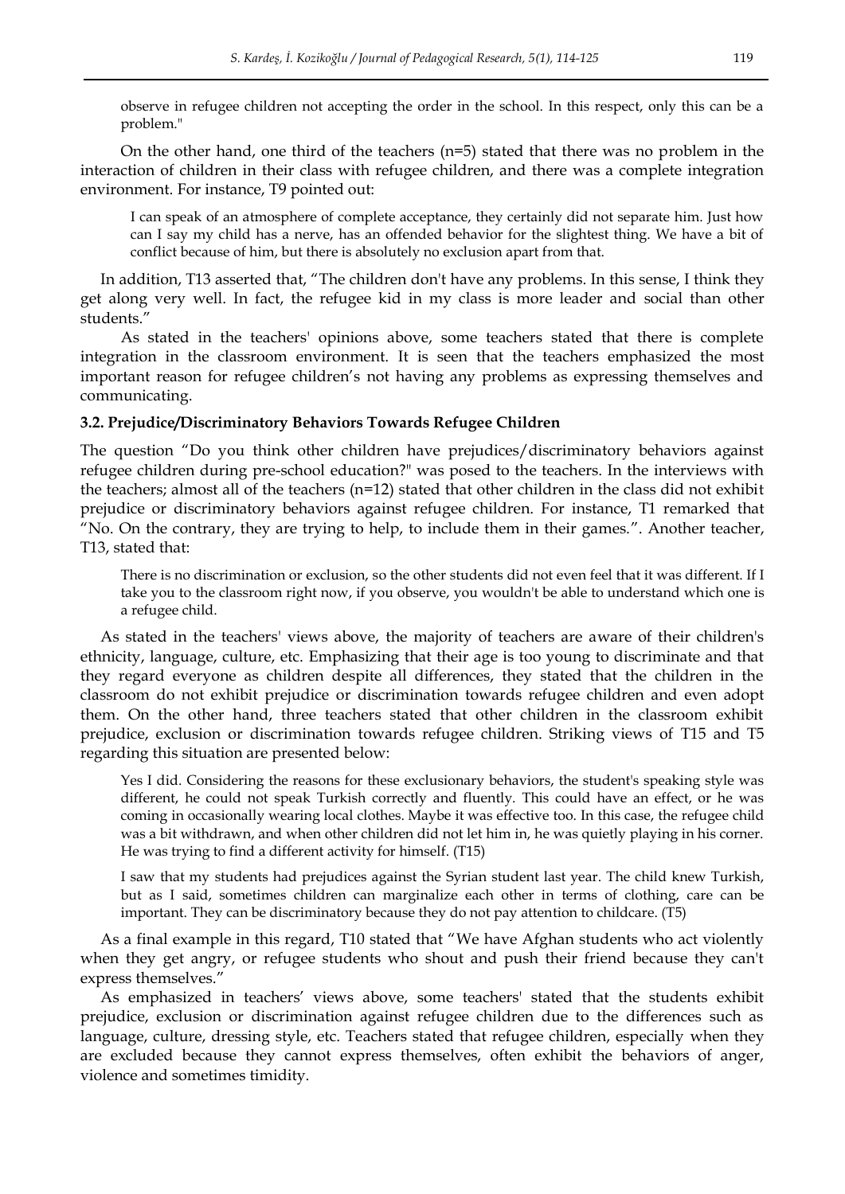observe in refugee children not accepting the order in the school. In this respect, only this can be a problem."

On the other hand, one third of the teachers (n=5) stated that there was no problem in the interaction of children in their class with refugee children, and there was a complete integration environment. For instance, T9 pointed out:

> I can speak of an atmosphere of complete acceptance, they certainly did not separate him. Just how can I say my child has a nerve, has an offended behavior for the slightest thing. We have a bit of conflict because of him, but there is absolutely no exclusion apart from that.

In addition, T13 asserted that, "The children don't have any problems. In this sense, I think they get along very well. In fact, the refugee kid in my class is more leader and social than other students."

As stated in the teachers' opinions above, some teachers stated that there is complete integration in the classroom environment. It is seen that the teachers emphasized the most important reason for refugee children's not having any problems as expressing themselves and communicating.

### 3.2. Prejudice/Discriminatory Behaviors Towards Refugee Children

The question "Do you think other children have prejudices/discriminatory behaviors against refugee children during pre-school education?" was posed to the teachers. In the interviews with the teachers; almost all of the teachers (n=12) stated that other children in the class did not exhibit prejudice or discriminatory behaviors against refugee children. For instance, T1 remarked that "No. On the contrary, they are trying to help, to include them in their games.". Another teacher, T13, stated that:

> There is no discrimination or exclusion, so the other students did not even feel that it was different. If I take you to the classroom right now, if you observe, you wouldn't be able to understand which one is a refugee child.

As stated in the teachers' views above, the majority of teachers are aware of their children's ethnicity, language, culture, etc. Emphasizing that their age is too young to discriminate and that they regard everyone as children despite all differences, they stated that the children in the classroom do not exhibit prejudice or discrimination towards refugee children and even adopt them. On the other hand, three teachers stated that other children in the classroom exhibit prejudice, exclusion or discrimination towards refugee children. Striking views of T15 and T5 regarding this situation are presented below:

> Yes I did. Considering the reasons for these exclusionary behaviors, the student's speaking style was different, he could not speak Turkish correctly and fluently. This could have an effect, or he was coming in occasionally wearing local clothes. Maybe it was effective too. In this case, the refugee child was a bit withdrawn, and when other children did not let him in, he was quietly playing in his corner. He was trying to find a different activity for himself. (T15)

> I saw that my students had prejudices against the Syrian student last year. The child knew Turkish, but as I said, sometimes children can marginalize each other in terms of clothing, care can be important. They can be discriminatory because they do not pay attention to childcare. (T5)

As a final example in this regard, T10 stated that "We have Afghan students who act violently when they get angry, or refugee students who shout and push their friend because they can't express themselves."

As emphasized in teachers' views above, some teachers' stated that the students exhibit prejudice, exclusion or discrimination against refugee children due to the differences such as language, culture, dressing style, etc. Teachers stated that refugee children, especially when they are excluded because they cannot express themselves, often exhibit the behaviors of anger, violence and sometimes timidity.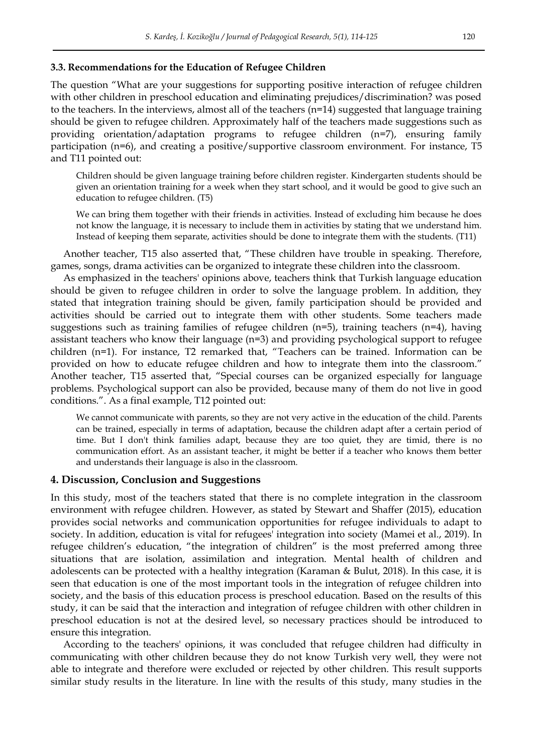### 3.3. Recommendations for the Education of Refugee Children

The question "What are your suggestions for supporting positive interaction of refugee children with other children in preschool education and eliminating prejudices/discrimination? was posed to the teachers. In the interviews, almost all of the teachers (n=14) suggested that language training should be given to refugee children. Approximately half of the teachers made suggestions such as providing orientation/adaptation programs to refugee children (n=7), ensuring family participation (n=6), and creating a positive/supportive classroom environment. For instance, T5 and T11 pointed out:

> Children should be given language training before children register. Kindergarten students should be given an orientation training for a week when they start school, and it would be good to give such an education to refugee children. (T5)

> We can bring them together with their friends in activities. Instead of excluding him because he does not know the language, it is necessary to include them in activities by stating that we understand him. Instead of keeping them separate, activities should be done to integrate them with the students. (T11)

Another teacher, T15 also asserted that, "These children have trouble in speaking. Therefore, games, songs, drama activities can be organized to integrate these children into the classroom.

As emphasized in the teachers' opinions above, teachers think that Turkish language education should be given to refugee children in order to solve the language problem. In addition, they stated that integration training should be given, family participation should be provided and activities should be carried out to integrate them with other students. Some teachers made suggestions such as training families of refugee children (n=5), training teachers (n=4), having assistant teachers who know their language (n=3) and providing psychological support to refugee children (n=1). For instance, T2 remarked that, "Teachers can be trained. Information can be provided on how to educate refugee children and how to integrate them into the classroom." Another teacher, T15 asserted that, "Special courses can be organized especially for language problems. Psychological support can also be provided, because many of them do not live in good conditions.". As a final example, T12 pointed out:

> We cannot communicate with parents, so they are not very active in the education of the child. Parents can be trained, especially in terms of adaptation, because the children adapt after a certain period of time. But I don't think families adapt, because they are too quiet, they are timid, there is no communication effort. As an assistant teacher, it might be better if a teacher who knows them better and understands their language is also in the classroom.

## 4. Discussion, Conclusion and Suggestions

In this study, most of the teachers stated that there is no complete integration in the classroom environment with refugee children. However, as stated by Stewart and Shaffer (2015), education provides social networks and communication opportunities for refugee individuals to adapt to society. In addition, education is vital for refugees' integration into society (Mamei et al., 2019). In refugee children's education, "the integration of children" is the most preferred among three situations that are isolation, assimilation and integration. Mental health of children and adolescents can be protected with a healthy integration (Karaman & Bulut, 2018). In this case, it is seen that education is one of the most important tools in the integration of refugee children into society, and the basis of this education process is preschool education. Based on the results of this study, it can be said that the interaction and integration of refugee children with other children in preschool education is not at the desired level, so necessary practices should be introduced to ensure this integration.

According to the teachers' opinions, it was concluded that refugee children had difficulty in communicating with other children because they do not know Turkish very well, they were not able to integrate and therefore were excluded or rejected by other children. This result supports similar study results in the literature. In line with the results of this study, many studies in the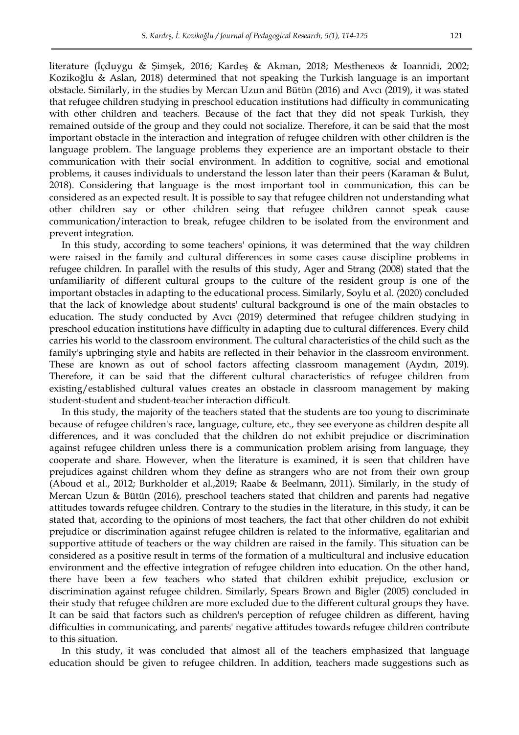literature (İçduygu & Şimşek, 2016; Kardeş & Akman, 2018; Mestheneos & Ioannidi, 2002; Kozikoğlu & Aslan, 2018) determined that not speaking the Turkish language is an important obstacle. Similarly, in the studies by Mercan Uzun and Bütün (2016) and Avcı (2019), it was stated that refugee children studying in preschool education institutions had difficulty in communicating with other children and teachers. Because of the fact that they did not speak Turkish, they remained outside of the group and they could not socialize. Therefore, it can be said that the most important obstacle in the interaction and integration of refugee children with other children is the language problem. The language problems they experience are an important obstacle to their communication with their social environment. In addition to cognitive, social and emotional problems, it causes individuals to understand the lesson later than their peers (Karaman & Bulut, 2018). Considering that language is the most important tool in communication, this can be considered as an expected result. It is possible to say that refugee children not understanding what other children say or other children seing that refugee children cannot speak cause communication/interaction to break, refugee children to be isolated from the environment and prevent integration.

In this study, according to some teachers' opinions, it was determined that the way children were raised in the family and cultural differences in some cases cause discipline problems in refugee children. In parallel with the results of this study, Ager and Strang (2008) stated that the unfamiliarity of different cultural groups to the culture of the resident group is one of the important obstacles in adapting to the educational process. Similarly, Soylu et al. (2020) concluded that the lack of knowledge about students' cultural background is one of the main obstacles to education. The study conducted by Avcı (2019) determined that refugee children studying in preschool education institutions have difficulty in adapting due to cultural differences. Every child carries his world to the classroom environment. The cultural characteristics of the child such as the family's upbringing style and habits are reflected in their behavior in the classroom environment. These are known as out of school factors affecting classroom management (Aydın, 2019). Therefore, it can be said that the different cultural characteristics of refugee children from existing/established cultural values creates an obstacle in classroom management by making student-student and student-teacher interaction difficult.

In this study, the majority of the teachers stated that the students are too young to discriminate because of refugee children's race, language, culture, etc., they see everyone as children despite all differences, and it was concluded that the children do not exhibit prejudice or discrimination against refugee children unless there is a communication problem arising from language, they cooperate and share. However, when the literature is examined, it is seen that children have prejudices against children whom they define as strangers who are not from their own group (Aboud et al., 2012; Burkholder et al.,2019; Raabe & Beelmann, 2011). Similarly, in the study of Mercan Uzun & Bütün (2016), preschool teachers stated that children and parents had negative attitudes towards refugee children. Contrary to the studies in the literature, in this study, it can be stated that, according to the opinions of most teachers, the fact that other children do not exhibit prejudice or discrimination against refugee children is related to the informative, egalitarian and supportive attitude of teachers or the way children are raised in the family. This situation can be considered as a positive result in terms of the formation of a multicultural and inclusive education environment and the effective integration of refugee children into education. On the other hand, there have been a few teachers who stated that children exhibit prejudice, exclusion or discrimination against refugee children. Similarly, Spears Brown and Bigler (2005) concluded in their study that refugee children are more excluded due to the different cultural groups they have. It can be said that factors such as children's perception of refugee children as different, having difficulties in communicating, and parents' negative attitudes towards refugee children contribute to this situation.

In this study, it was concluded that almost all of the teachers emphasized that language education should be given to refugee children. In addition, teachers made suggestions such as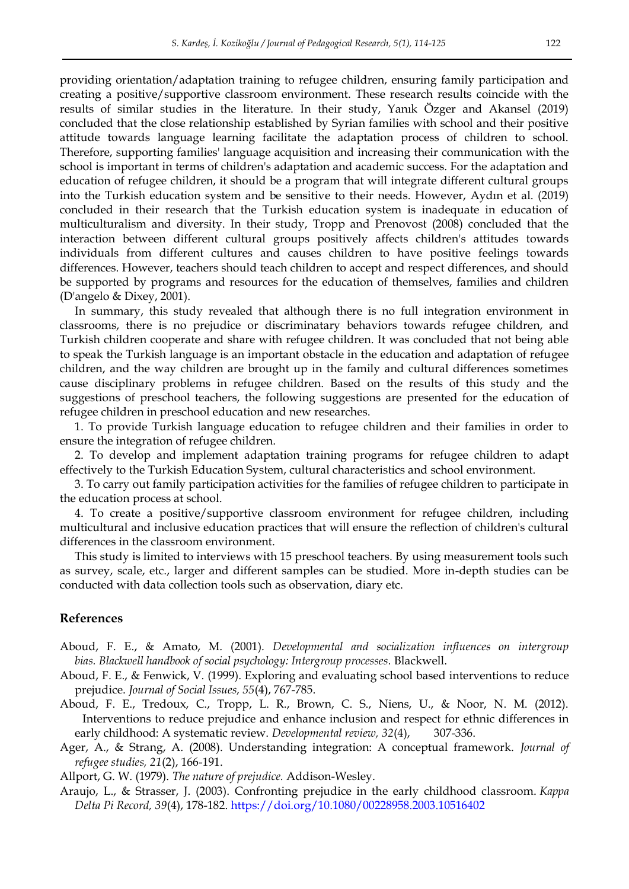providing orientation/adaptation training to refugee children, ensuring family participation and creating a positive/supportive classroom environment. These research results coincide with the results of similar studies in the literature. In their study, Yanık Özger and Akansel (2019) concluded that the close relationship established by Syrian families with school and their positive attitude towards language learning facilitate the adaptation process of children to school. Therefore, supporting families' language acquisition and increasing their communication with the school is important in terms of children's adaptation and academic success. For the adaptation and education of refugee children, it should be a program that will integrate different cultural groups into the Turkish education system and be sensitive to their needs. However, Aydın et al. (2019) concluded in their research that the Turkish education system is inadequate in education of multiculturalism and diversity. In their study, Tropp and Prenovost (2008) concluded that the interaction between different cultural groups positively affects children's attitudes towards individuals from different cultures and causes children to have positive feelings towards differences. However, teachers should teach children to accept and respect differences, and should be supported by programs and resources for the education of themselves, families and children (D'angelo & Dixey, 2001).

In summary, this study revealed that although there is no full integration environment in classrooms, there is no prejudice or discriminatary behaviors towards refugee children, and Turkish children cooperate and share with refugee children. It was concluded that not being able to speak the Turkish language is an important obstacle in the education and adaptation of refugee children, and the way children are brought up in the family and cultural differences sometimes cause disciplinary problems in refugee children. Based on the results of this study and the suggestions of preschool teachers, the following suggestions are presented for the education of refugee children in preschool education and new researches.

1. To provide Turkish language education to refugee children and their families in order to ensure the integration of refugee children.

2. To develop and implement adaptation training programs for refugee children to adapt effectively to the Turkish Education System, cultural characteristics and school environment.

3. To carry out family participation activities for the families of refugee children to participate in the education process at school.

4. To create a positive/supportive classroom environment for refugee children, including multicultural and inclusive education practices that will ensure the reflection of children's cultural differences in the classroom environment.

This study is limited to interviews with 15 preschool teachers. By using measurement tools such as survey, scale, etc., larger and different samples can be studied. More in-depth studies can be conducted with data collection tools such as observation, diary etc.

## References

Aboud, F. E., & Amato, M. (2001). *Developmental and socialization influences on intergroup bias. Blackwell handbook of social psychology: Intergroup processes.* Blackwell.

Aboud, F. E., & Fenwick, V. (1999). Exploring and evaluating school based interventions to reduce prejudice. *Journal of Social Issues, 55*(4), 767-785.

Aboud, F. E., Tredoux, C., Tropp, L. R., Brown, C. S., Niens, U., & Noor, N. M. (2012). Interventions to reduce prejudice and enhance inclusion and respect for ethnic differences in early childhood: A systematic review. *Developmental review, 32*(4), 307-336.

Ager, A., & Strang, A. (2008). Understanding integration: A conceptual framework. *Journal of refugee studies, 21*(2), 166-191.

Allport, G. W. (1979). *The nature of prejudice.* Addison-Wesley.

Araujo, L., & Strasser, J. (2003). Confronting prejudice in the early childhood classroom. *Kappa Delta Pi Record, 39*(4), 178-182. https://doi.org/10.1080/00228958.2003.10516402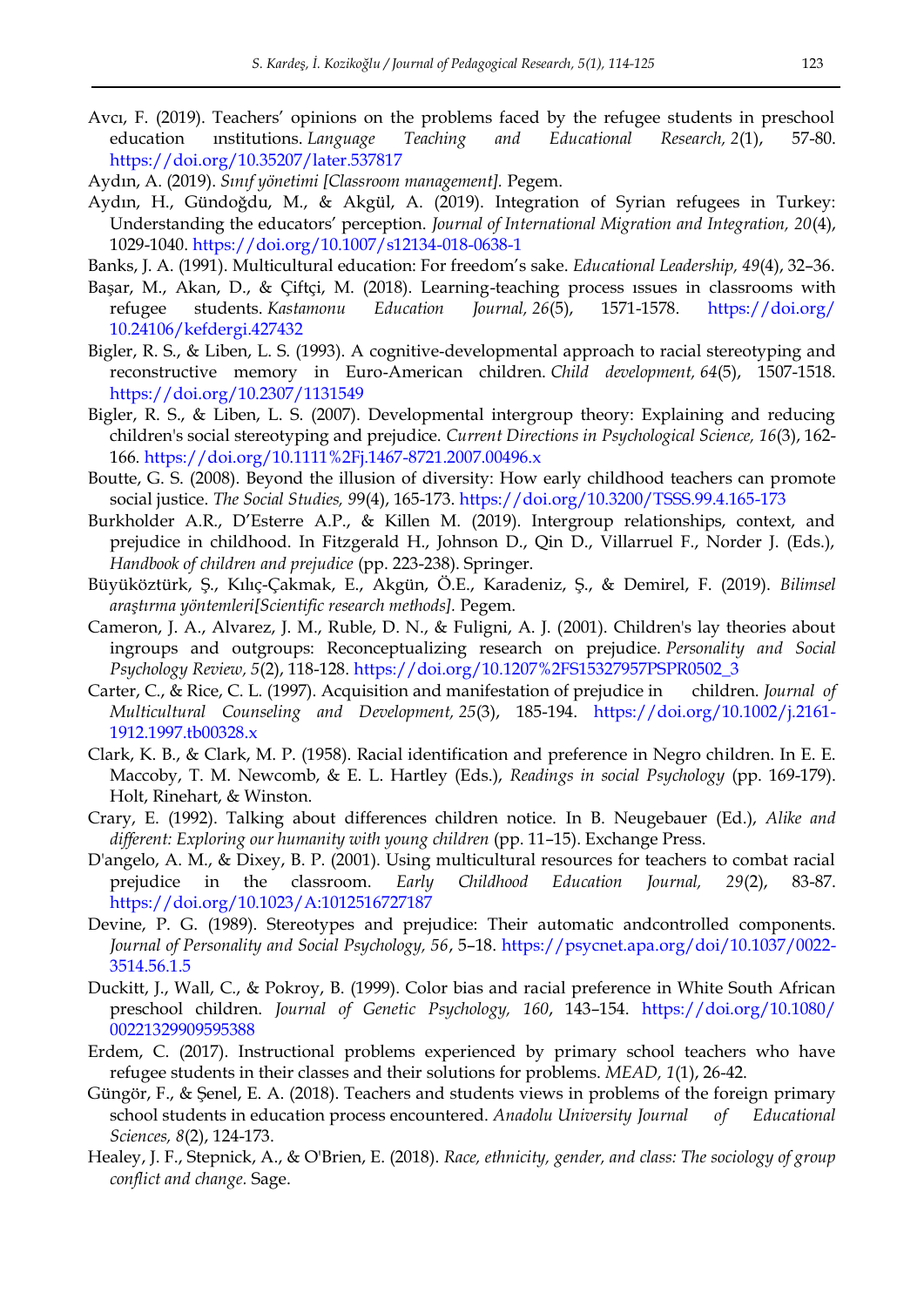Avcı, F. (2019). Teachers' opinions on the problems faced by the refugee students in preschool education ınstitutions. *Language Teaching and Educational Research, 2*(1), 57-80. https://doi.org/10.35207/later.537817

Aydın, A. (2019). *Sınıf yönetimi [Classroom management].* Pegem.

Aydın, H., Gündoğdu, M., & Akgül, A. (2019). Integration of Syrian refugees in Turkey: Understanding the educators' perception. *Journal of International Migration and Integration, 20*(4), 1029-1040. https://doi.org/10.1007/s12134-018-0638-1

Banks, J. A. (1991). Multicultural education: For freedom's sake. *Educational Leadership, 49*(4), 32–36.

Başar, M., Akan, D., & Çiftçi, M. (2018). Learning-teaching process ıssues in classrooms with refugee students. *Kastamonu Education Journal, 26*(5), 1571-1578. https://doi.org/10.24106/kefdergi.427432

Bigler, R. S., & Liben, L. S. (1993). A cognitive-developmental approach to racial stereotyping and reconstructive memory in Euro-American children. *Child development, 64*(5), 1507-1518. https://doi.org/10.2307/1131549

Bigler, R. S., & Liben, L. S. (2007). Developmental intergroup theory: Explaining and reducing children's social stereotyping and prejudice. *Current Directions in Psychological Science, 16*(3), 162-166. https://doi.org/10.1111%2Fj.1467-8721.2007.00496.x

Boutte, G. S. (2008). Beyond the illusion of diversity: How early childhood teachers can promote social justice. *The Social Studies, 99*(4), 165-173. https://doi.org/10.3200/TSSS.99.4.165-173

Burkholder A.R., D'Esterre A.P., & Killen M. (2019). Intergroup relationships, context, and prejudice in childhood. In Fitzgerald H., Johnson D., Qin D., Villarruel F., Norder J. (Eds.), *Handbook of children and prejudice* (pp. 223-238). Springer.

Büyüköztürk, Ş., Kılıç-Çakmak, E., Akgün, Ö.E., Karadeniz, Ş., & Demirel, F. (2019). *Bilimsel araştırma yöntemleri[Scientific research methods].* Pegem.

Cameron, J. A., Alvarez, J. M., Ruble, D. N., & Fuligni, A. J. (2001). Children's lay theories about ingroups and outgroups: Reconceptualizing research on prejudice. *Personality and Social Psychology Review, 5*(2), 118-128. https://doi.org/10.1207%2FS15327957PSPR0502_3

Carter, C., & Rice, C. L. (1997). Acquisition and manifestation of prejudice in children. *Journal of Multicultural Counseling and Development, 25*(3), 185-194. https://doi.org/10.1002/j.2161-1912.1997.tb00328.x

Clark, K. B., & Clark, M. P. (1958). Racial identification and preference in Negro children. In E. E. Maccoby, T. M. Newcomb, & E. L. Hartley (Eds.), *Readings in social Psychology* (pp. 169-179). Holt, Rinehart, & Winston.

Crary, E. (1992). Talking about differences children notice. In B. Neugebauer (Ed.), *Alike and different: Exploring our humanity with young children* (pp. 11–15). Exchange Press.

D'angelo, A. M., & Dixey, B. P. (2001). Using multicultural resources for teachers to combat racial prejudice in the classroom. *Early Childhood Education Journal, 29*(2), 83-87. https://doi.org/10.1023/A:1012516727187

Devine, P. G. (1989). Stereotypes and prejudice: Their automatic andcontrolled components. *Journal of Personality and Social Psychology, 56*, 5–18. https://psycnet.apa.org/doi/10.1037/0022-3514.56.1.5

Duckitt, J., Wall, C., & Pokroy, B. (1999). Color bias and racial preference in White South African preschool children. *Journal of Genetic Psychology, 160*, 143–154. https://doi.org/10.1080/00221329909595388

Erdem, C. (2017). Instructional problems experienced by primary school teachers who have refugee students in their classes and their solutions for problems. *MEAD, 1*(1), 26-42.

Güngör, F., & Şenel, E. A. (2018). Teachers and students views in problems of the foreign primary school students in education process encountered. *Anadolu University Journal of Educational Sciences, 8*(2), 124-173.

Healey, J. F., Stepnick, A., & O'Brien, E. (2018). *Race, ethnicity, gender, and class: The sociology of group conflict and change.* Sage.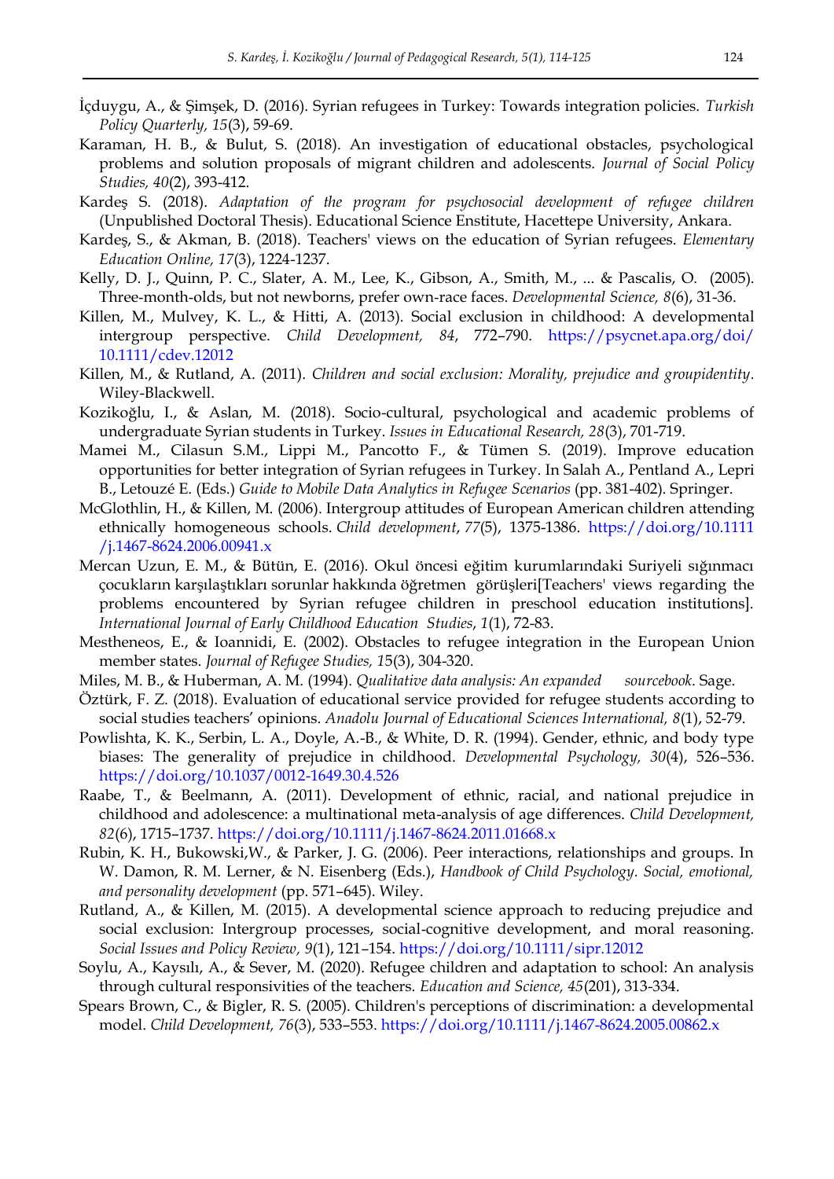İçduygu, A., & Şimşek, D. (2016). Syrian refugees in Turkey: Towards integration policies. *Turkish Policy Quarterly, 15*(3), 59-69.

Karaman, H. B., & Bulut, S. (2018). An investigation of educational obstacles, psychological problems and solution proposals of migrant children and adolescents. *Journal of Social Policy Studies, 40*(2), 393-412.

Kardeş S. (2018). *Adaptation of the program for psychosocial development of refugee children* (Unpublished Doctoral Thesis). Educational Science Enstitute, Hacettepe University, Ankara.

Kardeş, S., & Akman, B. (2018). Teachers' views on the education of Syrian refugees. *Elementary Education Online, 17*(3), 1224-1237.

Kelly, D. J., Quinn, P. C., Slater, A. M., Lee, K., Gibson, A., Smith, M., ... & Pascalis, O. (2005). Three-month-olds, but not newborns, prefer own-race faces. *Developmental Science, 8*(6), 31-36.

Killen, M., Mulvey, K. L., & Hitti, A. (2013). Social exclusion in childhood: A developmental intergroup perspective. *Child Development, 84*, 772–790. https://psycnet.apa.org/doi/10.1111/cdev.12012

Killen, M., & Rutland, A. (2011). *Children and social exclusion: Morality, prejudice and groupidentity*. Wiley-Blackwell.

Kozikoğlu, I., & Aslan, M. (2018). Socio-cultural, psychological and academic problems of undergraduate Syrian students in Turkey. *Issues in Educational Research, 28*(3), 701-719.

Mamei M., Cilasun S.M., Lippi M., Pancotto F., & Tümen S. (2019). Improve education opportunities for better integration of Syrian refugees in Turkey. In Salah A., Pentland A., Lepri B., Letouzé E. (Eds.) *Guide to Mobile Data Analytics in Refugee Scenarios* (pp. 381-402). Springer.

McGlothlin, H., & Killen, M. (2006). Intergroup attitudes of European American children attending ethnically homogeneous schools. *Child development*, *77*(5), 1375-1386. https://doi.org/10.1111/j.1467-8624.2006.00941.x

Mercan Uzun, E. M., & Bütün, E. (2016). Okul öncesi eğitim kurumlarındaki Suriyeli sığınmacı çocukların karşılaştıkları sorunlar hakkında öğretmen görüşleri[Teachers' views regarding the problems encountered by Syrian refugee children in preschool education institutions]. *International Journal of Early Childhood Education Studies*, *1*(1), 72-83.

Mestheneos, E., & Ioannidi, E. (2002). Obstacles to refugee integration in the European Union member states. *Journal of Refugee Studies, 15*(3), 304-320.

Miles, M. B., & Huberman, A. M. (1994). *Qualitative data analysis: An expanded sourcebook*. Sage.

Öztürk, F. Z. (2018). Evaluation of educational service provided for refugee students according to social studies teachers' opinions. *Anadolu Journal of Educational Sciences International, 8*(1), 52-79.

Powlishta, K. K., Serbin, L. A., Doyle, A.-B., & White, D. R. (1994). Gender, ethnic, and body type biases: The generality of prejudice in childhood. *Developmental Psychology, 30*(4), 526–536. https://doi.org/10.1037/0012-1649.30.4.526

Raabe, T., & Beelmann, A. (2011). Development of ethnic, racial, and national prejudice in childhood and adolescence: a multinational meta-analysis of age differences. *Child Development, 82*(6), 1715–1737. https://doi.org/10.1111/j.1467-8624.2011.01668.x

Rubin, K. H., Bukowski,W., & Parker, J. G. (2006). Peer interactions, relationships and groups. In W. Damon, R. M. Lerner, & N. Eisenberg (Eds.), *Handbook of Child Psychology. Social, emotional, and personality development* (pp. 571–645). Wiley.

Rutland, A., & Killen, M. (2015). A developmental science approach to reducing prejudice and social exclusion: Intergroup processes, social-cognitive development, and moral reasoning. *Social Issues and Policy Review, 9*(1), 121–154. https://doi.org/10.1111/sipr.12012

Soylu, A., Kaysılı, A., & Sever, M. (2020). Refugee children and adaptation to school: An analysis through cultural responsivities of the teachers. *Education and Science, 45*(201), 313-334.

Spears Brown, C., & Bigler, R. S. (2005). Children's perceptions of discrimination: a developmental model. *Child Development, 76*(3), 533–553. https://doi.org/10.1111/j.1467-8624.2005.00862.x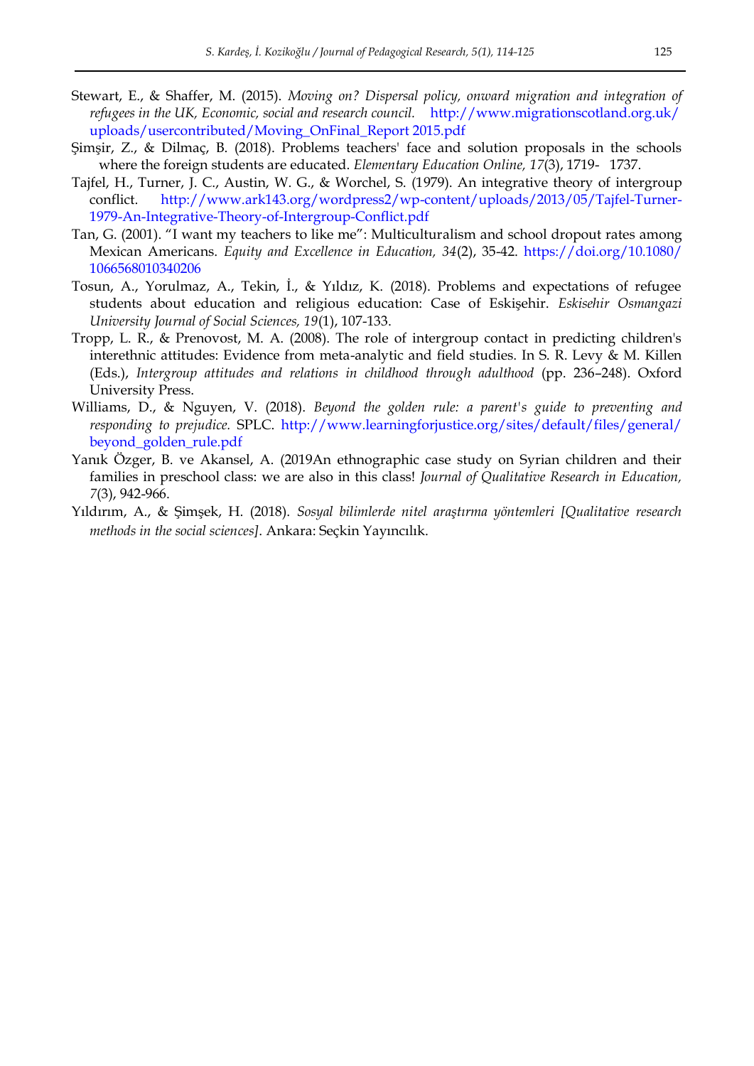Stewart, E., & Shaffer, M. (2015). *Moving on? Dispersal policy, onward migration and integration of refugees in the UK, Economic, social and research council.* http://www.migrationscotland.org.uk/uploads/usercontributed/Moving_OnFinal_Report 2015.pdf

Şimşir, Z., & Dilmaç, B. (2018). Problems teachers' face and solution proposals in the schools where the foreign students are educated. *Elementary Education Online, 17*(3), 1719- 1737.

Tajfel, H., Turner, J. C., Austin, W. G., & Worchel, S. (1979). An integrative theory of intergroup conflict. http://www.ark143.org/wordpress2/wp-content/uploads/2013/05/Tajfel-Turner-1979-An-Integrative-Theory-of-Intergroup-Conflict.pdf

Tan, G. (2001). "I want my teachers to like me": Multiculturalism and school dropout rates among Mexican Americans. *Equity and Excellence in Education, 34*(2), 35-42. https://doi.org/10.1080/1066568010340206

Tosun, A., Yorulmaz, A., Tekin, İ., & Yıldız, K. (2018). Problems and expectations of refugee students about education and religious education: Case of Eskişehir. *Eskisehir Osmangazi University Journal of Social Sciences, 19*(1), 107-133.

Tropp, L. R., & Prenovost, M. A. (2008). The role of intergroup contact in predicting children's interethnic attitudes: Evidence from meta-analytic and field studies. In S. R. Levy & M. Killen (Eds.), *Intergroup attitudes and relations in childhood through adulthood* (pp. 236–248). Oxford University Press.

Williams, D., & Nguyen, V. (2018). *Beyond the golden rule: a parent's guide to preventing and responding to prejudice.* SPLC. http://www.learningforjustice.org/sites/default/files/general/beyond_golden_rule.pdf

Yanık Özger, B. ve Akansel, A. (2019An ethnographic case study on Syrian children and their families in preschool class: we are also in this class! *Journal of Qualitative Research in Education, 7*(3), 942-966.

Yıldırım, A., & Şimşek, H. (2018). *Sosyal bilimlerde nitel araştırma yöntemleri [Qualitative research methods in the social sciences]*. Ankara: Seçkin Yayıncılık.